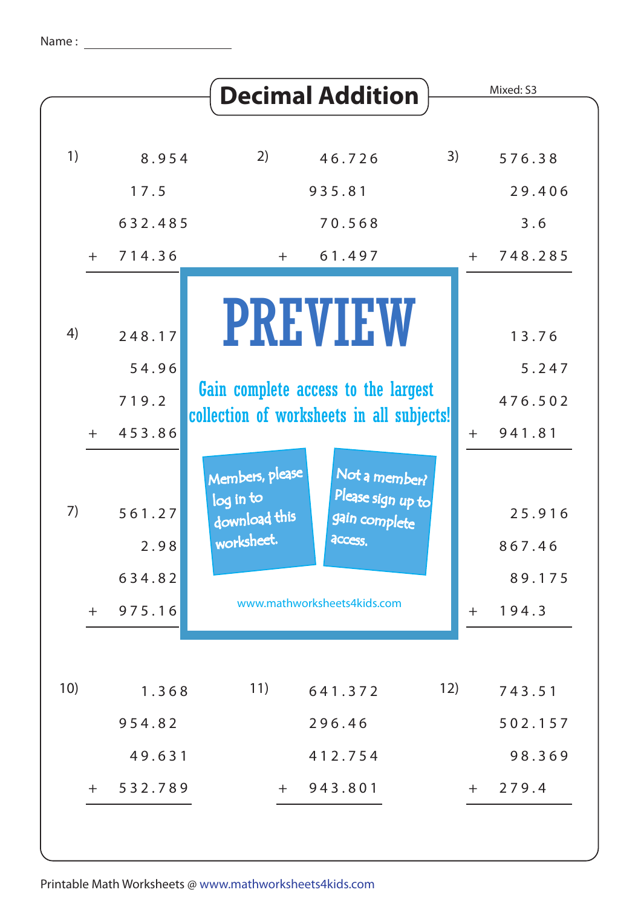Name :

# Decimal Addition

Mixed: S3

1)

```
     8.954
    17.5
   632.485
+  714.36
```

2)

```
    46.726
   935.81
    70.568
+   61.497
```

3)

```
   576.38
    29.406
     3.6
+  748.285
```

4)

```
   248.17
    54.96
   719.2
+  453.86
```

```
    13.76
     5.247
   476.502
+  941.81
```

7)

```
   561.27
     2.98
   634.82
+  975.16
```

```
    25.916
   867.46
    89.175
+  194.3
```

PREVIEW

Gain complete access to the largest collection of worksheets in all subjects!

Members, please log in to download this worksheet.

Not a member? Please sign up to gain complete access.

www.mathworksheets4kids.com

10)

```
     1.368
   954.82
    49.631
+  532.789
```

11)

```
   641.372
   296.46
   412.754
+  943.801
```

12)

```
   743.51
   502.157
    98.369
+  279.4
```

Printable Math Worksheets @ www.mathworksheets4kids.com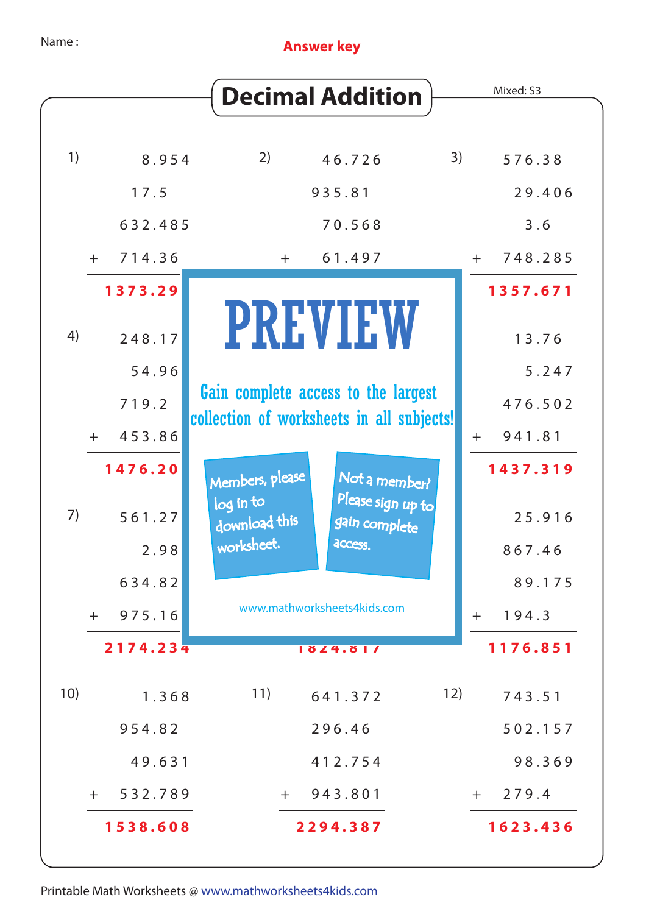Name : ____________________

**Answer key**

# Decimal Addition

Mixed: S3

1)
```
      8.954
     17.5
    632.485
+   714.36
-----------
   1373.29
```

2)
```
     46.726
    935.81
     70.568
+    61.497
```

3)
```
    576.38
     29.406
      3.6
+   748.285
-----------
   1357.671
```

4)
```
    248.17
     54.96
    719.2
+   453.86
-----------
   1476.20
```

6)
```
     13.76
      5.247
    476.502
+   941.81
-----------
   1437.319
```

7)
```
    561.27
      2.98
    634.82
+   975.16
-----------
   2174.234
```

8)
```
-----------
   1824.817
```

9)
```
     25.916
    867.46
     89.175
+   194.3
-----------
   1176.851
```

10)
```
      1.368
    954.82
     49.631
+   532.789
-----------
   1538.608
```

11)
```
    641.372
    296.46
    412.754
+   943.801
-----------
   2294.387
```

12)
```
    743.51
    502.157
     98.369
+   279.4
-----------
   1623.436
```

PREVIEW

Gain complete access to the largest collection of worksheets in all subjects!

Members, please log in to download this worksheet.

Not a member? Please sign up to gain complete access.

www.mathworksheets4kids.com

Printable Math Worksheets @ www.mathworksheets4kids.com